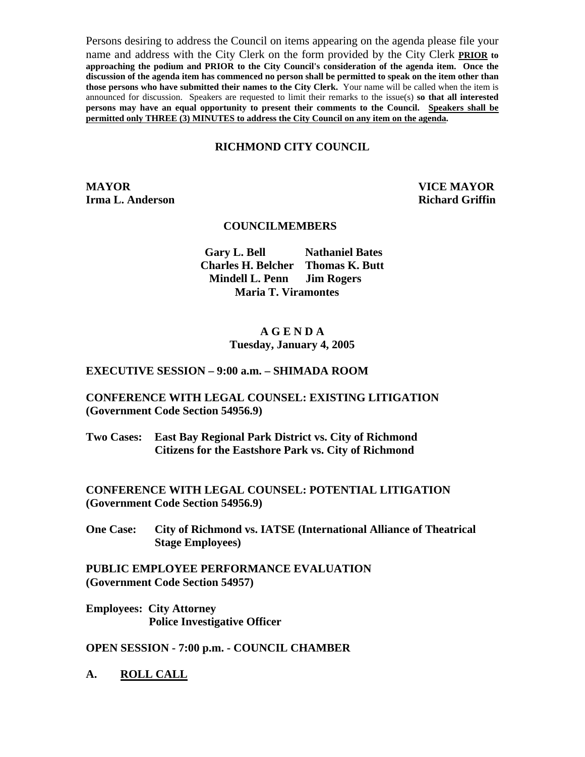Persons desiring to address the Council on items appearing on the agenda please file your name and address with the City Clerk on the form provided by the City Clerk **PRIOR to approaching the podium and PRIOR to the City Council's consideration of the agenda item. Once the discussion of the agenda item has commenced no person shall be permitted to speak on the item other than those persons who have submitted their names to the City Clerk.** Your name will be called when the item is announced for discussion. Speakers are requested to limit their remarks to the issue(s) **so that all interested persons may have an equal opportunity to present their comments to the Council. Speakers shall be permitted only THREE (3) MINUTES to address the City Council on any item on the agenda.**

# RICHMOND CITY COUNCIL

**MAYOR**
**Irma L. Anderson**

**VICE MAYOR**
**Richard Griffin**

## COUNCILMEMBERS

**Gary L. Bell** &nbsp; **Nathaniel Bates**
**Charles H. Belcher** &nbsp; **Thomas K. Butt**
**Mindell L. Penn** &nbsp; **Jim Rogers**
**Maria T. Viramontes**

## A G E N D A
**Tuesday, January 4, 2005**

**EXECUTIVE SESSION – 9:00 a.m. – SHIMADA ROOM**

**CONFERENCE WITH LEGAL COUNSEL: EXISTING LITIGATION (Government Code Section 54956.9)**

**Two Cases: East Bay Regional Park District vs. City of Richmond**
**Citizens for the Eastshore Park vs. City of Richmond**

**CONFERENCE WITH LEGAL COUNSEL: POTENTIAL LITIGATION (Government Code Section 54956.9)**

**One Case: City of Richmond vs. IATSE (International Alliance of Theatrical Stage Employees)**

**PUBLIC EMPLOYEE PERFORMANCE EVALUATION (Government Code Section 54957)**

**Employees: City Attorney**
**Police Investigative Officer**

**OPEN SESSION - 7:00 p.m. - COUNCIL CHAMBER**

**A. ROLL CALL**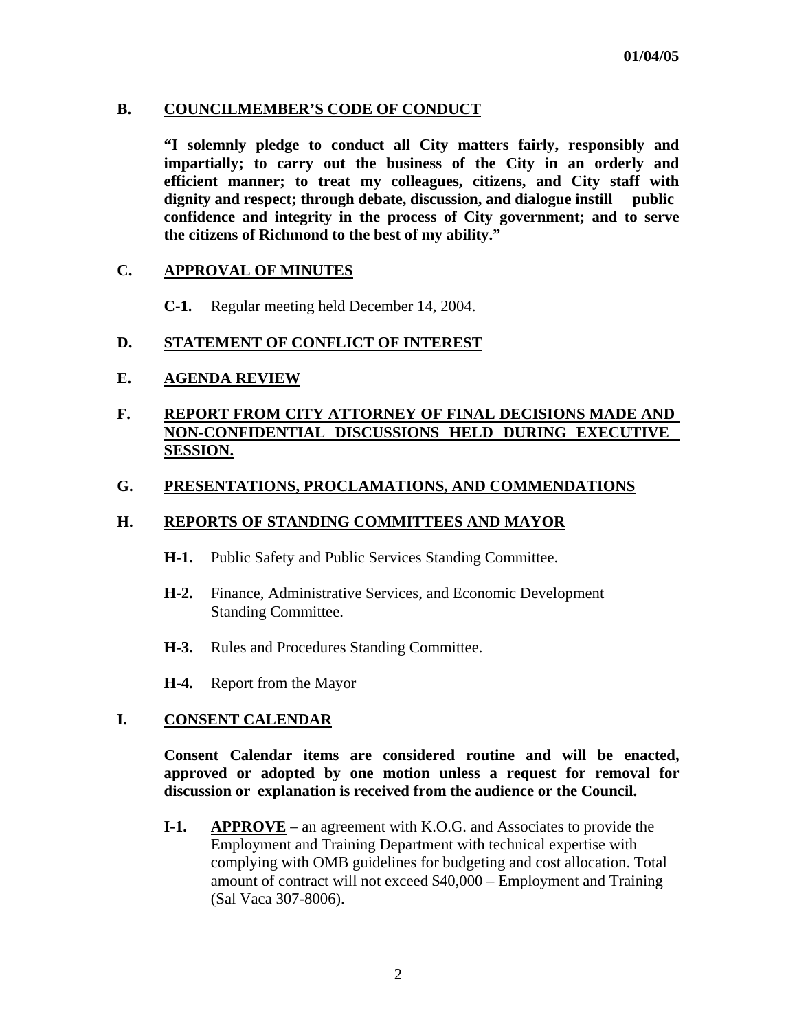01/04/05

## B. COUNCILMEMBER'S CODE OF CONDUCT

**"I solemnly pledge to conduct all City matters fairly, responsibly and impartially; to carry out the business of the City in an orderly and efficient manner; to treat my colleagues, citizens, and City staff with dignity and respect; through debate, discussion, and dialogue instill public confidence and integrity in the process of City government; and to serve the citizens of Richmond to the best of my ability."**

## C. APPROVAL OF MINUTES

**C-1.** Regular meeting held December 14, 2004.

## D. STATEMENT OF CONFLICT OF INTEREST

## E. AGENDA REVIEW

## F. REPORT FROM CITY ATTORNEY OF FINAL DECISIONS MADE AND NON-CONFIDENTIAL DISCUSSIONS HELD DURING EXECUTIVE SESSION.

## G. PRESENTATIONS, PROCLAMATIONS, AND COMMENDATIONS

## H. REPORTS OF STANDING COMMITTEES AND MAYOR

**H-1.** Public Safety and Public Services Standing Committee.

**H-2.** Finance, Administrative Services, and Economic Development Standing Committee.

**H-3.** Rules and Procedures Standing Committee.

**H-4.** Report from the Mayor

## I. CONSENT CALENDAR

**Consent Calendar items are considered routine and will be enacted, approved or adopted by one motion unless a request for removal for discussion or explanation is received from the audience or the Council.**

**I-1.** **APPROVE** – an agreement with K.O.G. and Associates to provide the Employment and Training Department with technical expertise with complying with OMB guidelines for budgeting and cost allocation. Total amount of contract will not exceed $40,000 – Employment and Training (Sal Vaca 307-8006).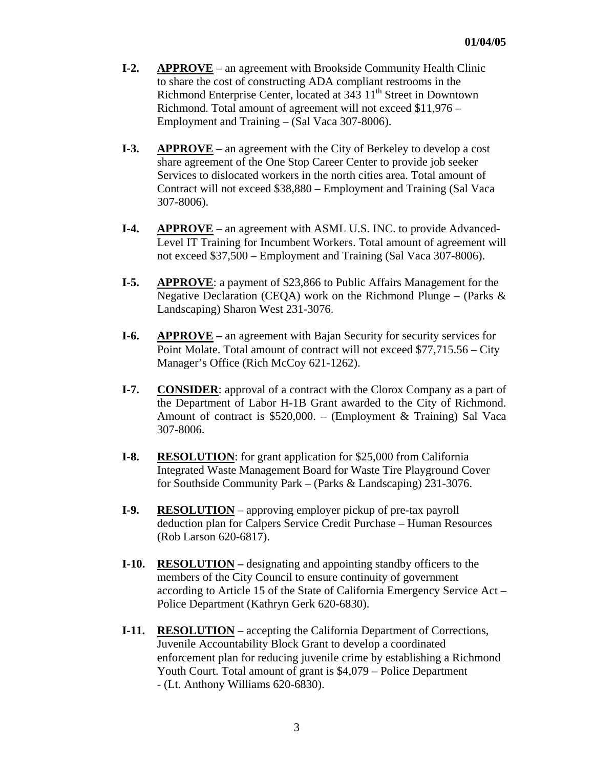- **I-2.** **APPROVE** – an agreement with Brookside Community Health Clinic to share the cost of constructing ADA compliant restrooms in the Richmond Enterprise Center, located at 343 11th Street in Downtown Richmond. Total amount of agreement will not exceed $11,976 – Employment and Training – (Sal Vaca 307-8006).

- **I-3.** **APPROVE** – an agreement with the City of Berkeley to develop a cost share agreement of the One Stop Career Center to provide job seeker Services to dislocated workers in the north cities area. Total amount of Contract will not exceed $38,880 – Employment and Training (Sal Vaca 307-8006).

- **I-4.** **APPROVE** – an agreement with ASML U.S. INC. to provide Advanced-Level IT Training for Incumbent Workers. Total amount of agreement will not exceed $37,500 – Employment and Training (Sal Vaca 307-8006).

- **I-5.** **APPROVE**: a payment of $23,866 to Public Affairs Management for the Negative Declaration (CEQA) work on the Richmond Plunge – (Parks & Landscaping) Sharon West 231-3076.

- **I-6.** **APPROVE –** an agreement with Bajan Security for security services for Point Molate. Total amount of contract will not exceed $77,715.56 – City Manager's Office (Rich McCoy 621-1262).

- **I-7.** **CONSIDER**: approval of a contract with the Clorox Company as a part of the Department of Labor H-1B Grant awarded to the City of Richmond. Amount of contract is $520,000. – (Employment & Training) Sal Vaca 307-8006.

- **I-8.** **RESOLUTION**: for grant application for $25,000 from California Integrated Waste Management Board for Waste Tire Playground Cover for Southside Community Park – (Parks & Landscaping) 231-3076.

- **I-9.** **RESOLUTION** – approving employer pickup of pre-tax payroll deduction plan for Calpers Service Credit Purchase – Human Resources (Rob Larson 620-6817).

- **I-10.** **RESOLUTION –** designating and appointing standby officers to the members of the City Council to ensure continuity of government according to Article 15 of the State of California Emergency Service Act – Police Department (Kathryn Gerk 620-6830).

- **I-11.** **RESOLUTION** – accepting the California Department of Corrections, Juvenile Accountability Block Grant to develop a coordinated enforcement plan for reducing juvenile crime by establishing a Richmond Youth Court. Total amount of grant is $4,079 – Police Department - (Lt. Anthony Williams 620-6830).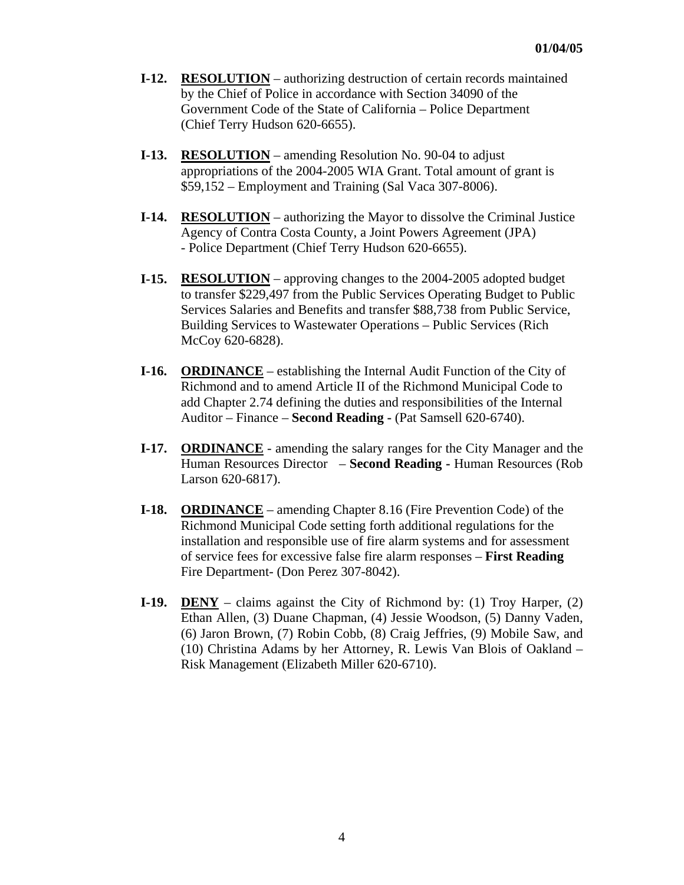- **I-12.** **RESOLUTION** – authorizing destruction of certain records maintained by the Chief of Police in accordance with Section 34090 of the Government Code of the State of California – Police Department (Chief Terry Hudson 620-6655).

- **I-13.** **RESOLUTION** – amending Resolution No. 90-04 to adjust appropriations of the 2004-2005 WIA Grant. Total amount of grant is $59,152 – Employment and Training (Sal Vaca 307-8006).

- **I-14.** **RESOLUTION** – authorizing the Mayor to dissolve the Criminal Justice Agency of Contra Costa County, a Joint Powers Agreement (JPA) - Police Department (Chief Terry Hudson 620-6655).

- **I-15.** **RESOLUTION** – approving changes to the 2004-2005 adopted budget to transfer $229,497 from the Public Services Operating Budget to Public Services Salaries and Benefits and transfer $88,738 from Public Service, Building Services to Wastewater Operations – Public Services (Rich McCoy 620-6828).

- **I-16.** **ORDINANCE** – establishing the Internal Audit Function of the City of Richmond and to amend Article II of the Richmond Municipal Code to add Chapter 2.74 defining the duties and responsibilities of the Internal Auditor – Finance – **Second Reading -** (Pat Samsell 620-6740).

- **I-17.** **ORDINANCE** - amending the salary ranges for the City Manager and the Human Resources Director – **Second Reading -** Human Resources (Rob Larson 620-6817).

- **I-18.** **ORDINANCE** – amending Chapter 8.16 (Fire Prevention Code) of the Richmond Municipal Code setting forth additional regulations for the installation and responsible use of fire alarm systems and for assessment of service fees for excessive false fire alarm responses – **First Reading** Fire Department- (Don Perez 307-8042).

- **I-19.** **DENY** – claims against the City of Richmond by: (1) Troy Harper, (2) Ethan Allen, (3) Duane Chapman, (4) Jessie Woodson, (5) Danny Vaden, (6) Jaron Brown, (7) Robin Cobb, (8) Craig Jeffries, (9) Mobile Saw, and (10) Christina Adams by her Attorney, R. Lewis Van Blois of Oakland – Risk Management (Elizabeth Miller 620-6710).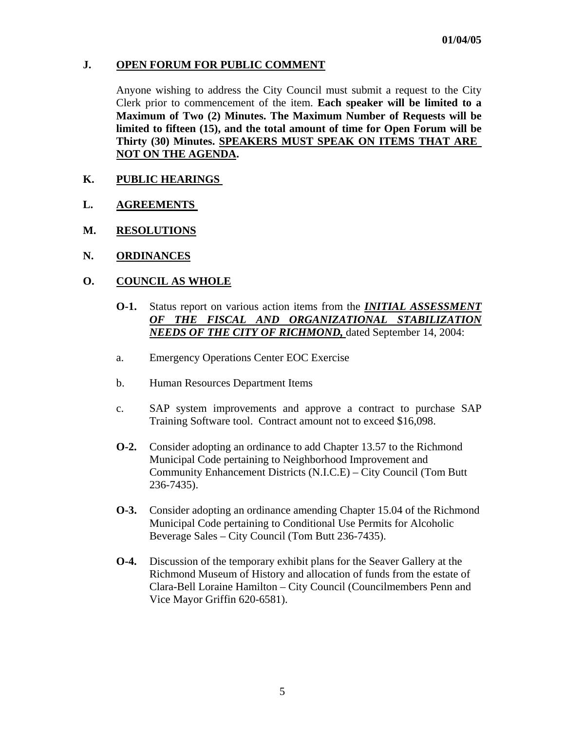01/04/05

## J. OPEN FORUM FOR PUBLIC COMMENT

Anyone wishing to address the City Council must submit a request to the City Clerk prior to commencement of the item. **Each speaker will be limited to a Maximum of Two (2) Minutes. The Maximum Number of Requests will be limited to fifteen (15), and the total amount of time for Open Forum will be Thirty (30) Minutes. SPEAKERS MUST SPEAK ON ITEMS THAT ARE NOT ON THE AGENDA.**

## K. PUBLIC HEARINGS

## L. AGREEMENTS

## M. RESOLUTIONS

## N. ORDINANCES

## O. COUNCIL AS WHOLE

**O-1.** Status report on various action items from the ***INITIAL ASSESSMENT OF THE FISCAL AND ORGANIZATIONAL STABILIZATION NEEDS OF THE CITY OF RICHMOND,*** dated September 14, 2004:

a. Emergency Operations Center EOC Exercise

b. Human Resources Department Items

c. SAP system improvements and approve a contract to purchase SAP Training Software tool. Contract amount not to exceed $16,098.

**O-2.** Consider adopting an ordinance to add Chapter 13.57 to the Richmond Municipal Code pertaining to Neighborhood Improvement and Community Enhancement Districts (N.I.C.E) – City Council (Tom Butt 236-7435).

**O-3.** Consider adopting an ordinance amending Chapter 15.04 of the Richmond Municipal Code pertaining to Conditional Use Permits for Alcoholic Beverage Sales – City Council (Tom Butt 236-7435).

**O-4.** Discussion of the temporary exhibit plans for the Seaver Gallery at the Richmond Museum of History and allocation of funds from the estate of Clara-Bell Loraine Hamilton – City Council (Councilmembers Penn and Vice Mayor Griffin 620-6581).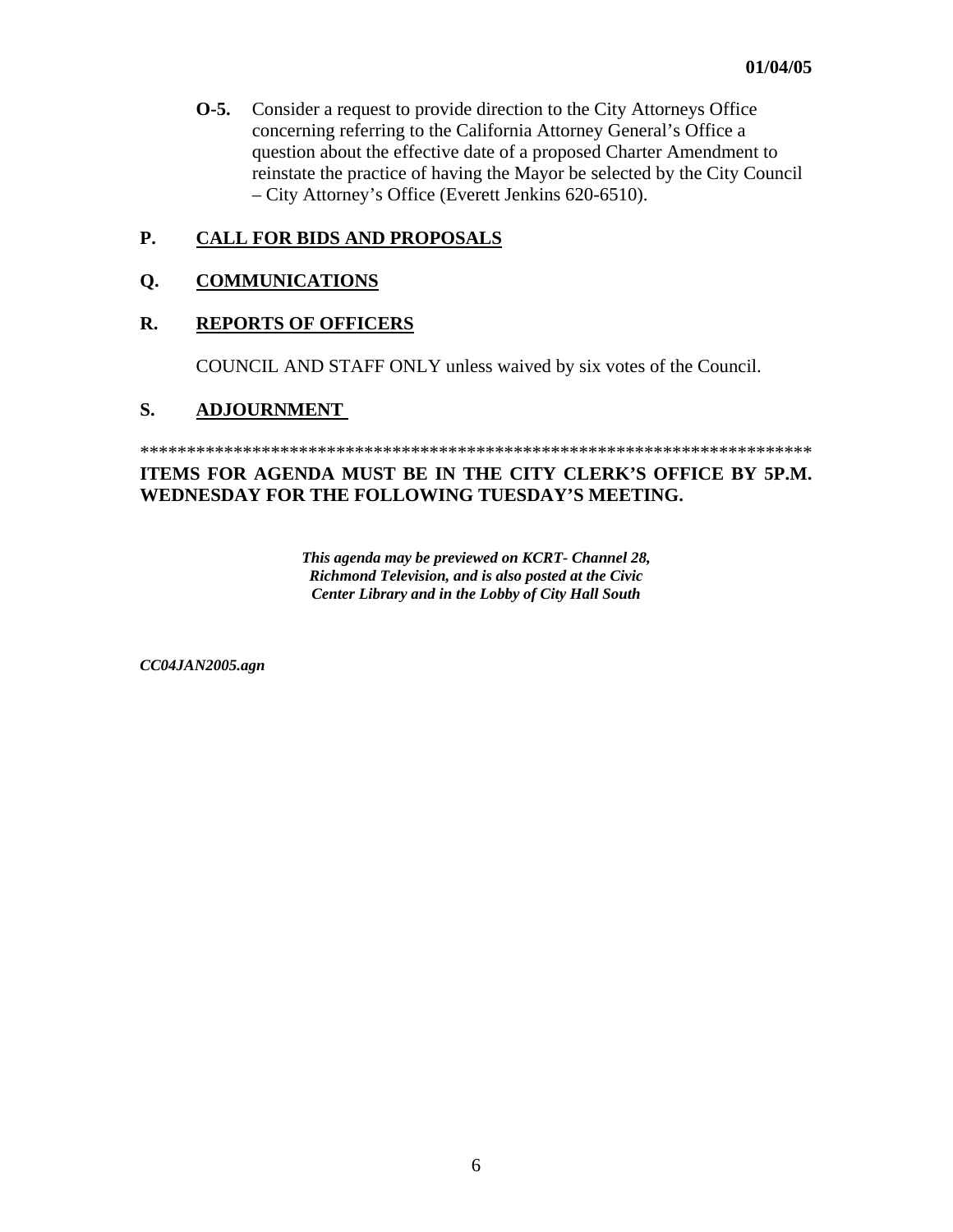**O-5.** Consider a request to provide direction to the City Attorneys Office concerning referring to the California Attorney General's Office a question about the effective date of a proposed Charter Amendment to reinstate the practice of having the Mayor be selected by the City Council – City Attorney's Office (Everett Jenkins 620-6510).

## P. <u>CALL FOR BIDS AND PROPOSALS</u>

## Q. <u>COMMUNICATIONS</u>

## R. <u>REPORTS OF OFFICERS</u>

COUNCIL AND STAFF ONLY unless waived by six votes of the Council.

## S. <u>ADJOURNMENT</u>

*************************************************************************

**ITEMS FOR AGENDA MUST BE IN THE CITY CLERK'S OFFICE BY 5P.M. WEDNESDAY FOR THE FOLLOWING TUESDAY'S MEETING.**

***This agenda may be previewed on KCRT- Channel 28, Richmond Television, and is also posted at the Civic Center Library and in the Lobby of City Hall South***

***CC04JAN2005.agn***